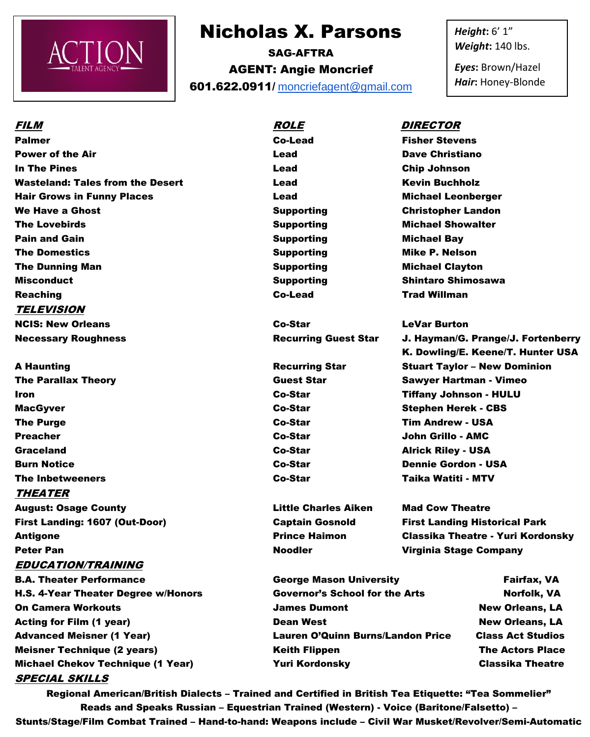ACTION TALENT AGENCY

# Nicholas X. Parsons

**SAG-AFTRA**

**AGENT: Angie Moncrief**

**601.622.0911/ moncriefagent@gmail.com**

***Height***: 6' 1"
***Weight***: 140 lbs.
***Eyes***: Brown/Hazel
***Hair***: Honey-Blonde

| ***FILM*** | ***ROLE*** | ***DIRECTOR*** |
|---|---|---|
| **Palmer** | **Co-Lead** | **Fisher Stevens** |
| **Power of the Air** | **Lead** | **Dave Christiano** |
| **In The Pines** | **Lead** | **Chip Johnson** |
| **Wasteland: Tales from the Desert** | **Lead** | **Kevin Buchholz** |
| **Hair Grows in Funny Places** | **Lead** | **Michael Leonberger** |
| **We Have a Ghost** | **Supporting** | **Christopher Landon** |
| **The Lovebirds** | **Supporting** | **Michael Showalter** |
| **Pain and Gain** | **Supporting** | **Michael Bay** |
| **The Domestics** | **Supporting** | **Mike P. Nelson** |
| **The Dunning Man** | **Supporting** | **Michael Clayton** |
| **Misconduct** | **Supporting** | **Shintaro Shimosawa** |
| **Reaching** | **Co-Lead** | **Trad Willman** |

| ***TELEVISION*** | | |
|---|---|---|
| **NCIS: New Orleans** | **Co-Star** | **LeVar Burton** |
| **Necessary Roughness** | **Recurring Guest Star** | **J. Hayman/G. Prange/J. Fortenberry K. Dowling/E. Keene/T. Hunter USA** |
| **A Haunting** | **Recurring Star** | **Stuart Taylor – New Dominion** |
| **The Parallax Theory** | **Guest Star** | **Sawyer Hartman - Vimeo** |
| **Iron** | **Co-Star** | **Tiffany Johnson - HULU** |
| **MacGyver** | **Co-Star** | **Stephen Herek - CBS** |
| **The Purge** | **Co-Star** | **Tim Andrew - USA** |
| **Preacher** | **Co-Star** | **John Grillo - AMC** |
| **Graceland** | **Co-Star** | **Alrick Riley - USA** |
| **Burn Notice** | **Co-Star** | **Dennie Gordon - USA** |
| **The Inbetweeners** | **Co-Star** | **Taika Watiti - MTV** |

| ***THEATER*** | | |
|---|---|---|
| **August: Osage County** | **Little Charles Aiken** | **Mad Cow Theatre** |
| **First Landing: 1607 (Out-Door)** | **Captain Gosnold** | **First Landing Historical Park** |
| **Antigone** | **Prince Haimon** | **Classika Theatre - Yuri Kordonsky** |
| **Peter Pan** | **Noodler** | **Virginia Stage Company** |

| ***EDUCATION/TRAINING*** | | |
|---|---|---|
| **B.A. Theater Performance** | **George Mason University** | **Fairfax, VA** |
| **H.S. 4-Year Theater Degree w/Honors** | **Governor's School for the Arts** | **Norfolk, VA** |
| **On Camera Workouts** | **James Dumont** | **New Orleans, LA** |
| **Acting for Film (1 year)** | **Dean West** | **New Orleans, LA** |
| **Advanced Meisner (1 Year)** | **Lauren O'Quinn Burns/Landon Price** | **Class Act Studios** |
| **Meisner Technique (2 years)** | **Keith Flippen** | **The Actors Place** |
| **Michael Chekov Technique (1 Year)** | **Yuri Kordonsky** | **Classika Theatre** |

***SPECIAL SKILLS***

**Regional American/British Dialects – Trained and Certified in British Tea Etiquette: "Tea Sommelier" Reads and Speaks Russian – Equestrian Trained (Western) - Voice (Baritone/Falsetto) – Stunts/Stage/Film Combat Trained – Hand-to-hand: Weapons include – Civil War Musket/Revolver/Semi-Automatic**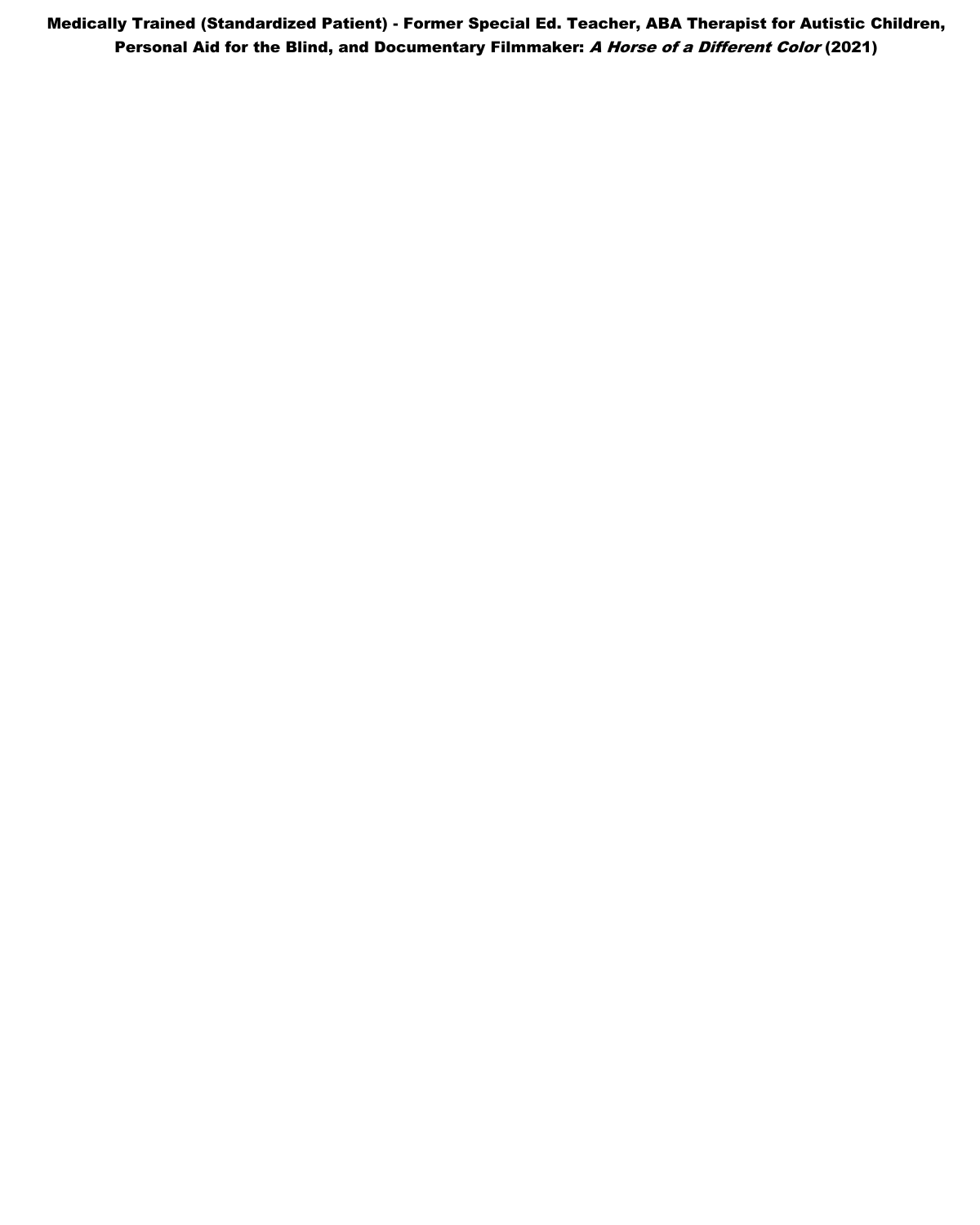**Medically Trained (Standardized Patient) - Former Special Ed. Teacher, ABA Therapist for Autistic Children, Personal Aid for the Blind, and Documentary Filmmaker: *A Horse of a Different Color* (2021)**